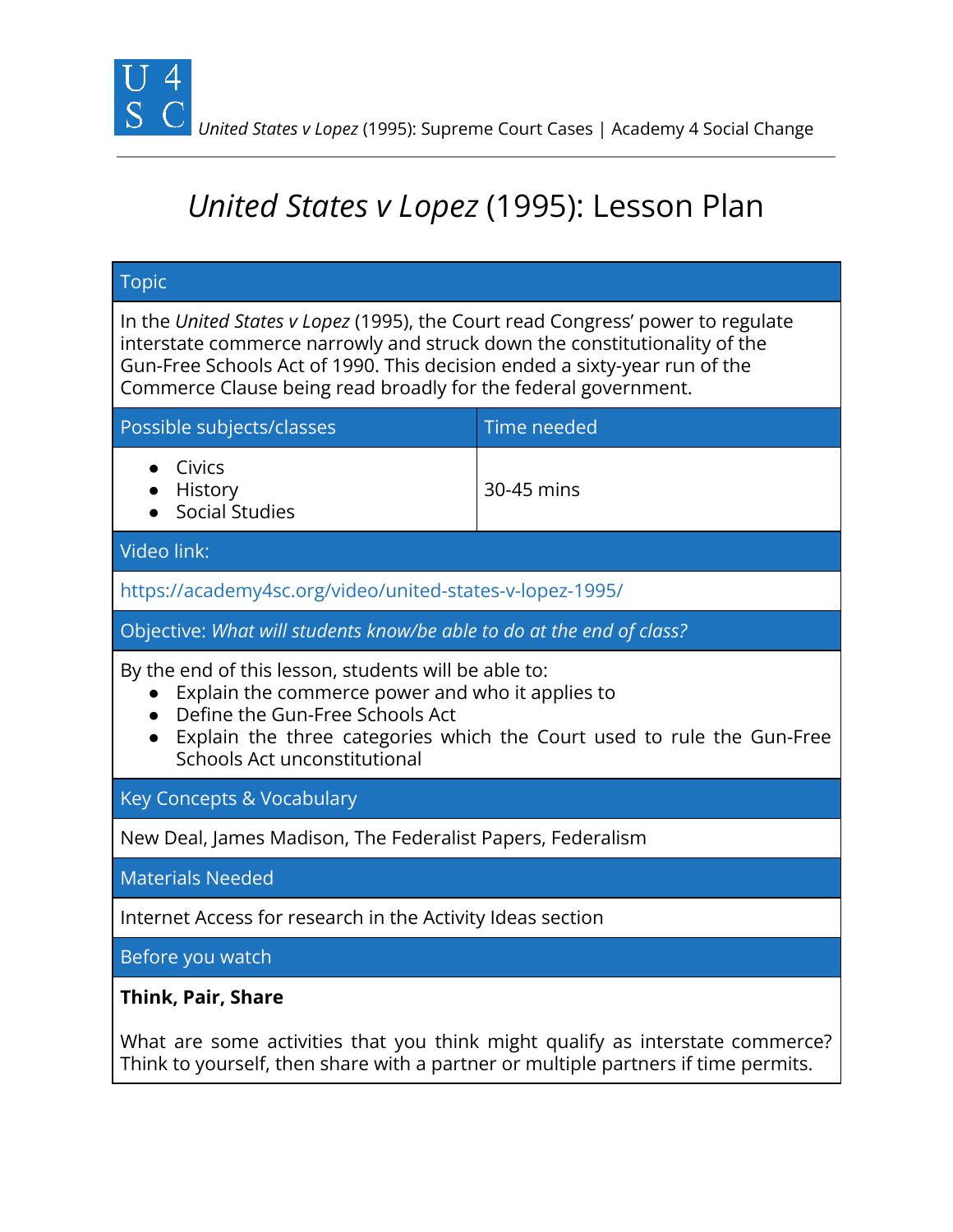# *United States v Lopez* (1995): Lesson Plan

## Topic

In the *United States v Lopez* (1995), the Court read Congress' power to regulate interstate commerce narrowly and struck down the constitutionality of the Gun-Free Schools Act of 1990. This decision ended a sixty-year run of the Commerce Clause being read broadly for the federal government.

| Possible subjects/classes | Time needed |
|---|---|
| • Civics<br>• History<br>• Social Studies | 30-45 mins |

## Video link:

https://academy4sc.org/video/united-states-v-lopez-1995/

## Objective: *What will students know/be able to do at the end of class?*

By the end of this lesson, students will be able to:

- Explain the commerce power and who it applies to
- Define the Gun-Free Schools Act
- Explain the three categories which the Court used to rule the Gun-Free Schools Act unconstitutional

## Key Concepts & Vocabulary

New Deal, James Madison, The Federalist Papers, Federalism

## Materials Needed

Internet Access for research in the Activity Ideas section

## Before you watch

**Think, Pair, Share**

What are some activities that you think might qualify as interstate commerce? Think to yourself, then share with a partner or multiple partners if time permits.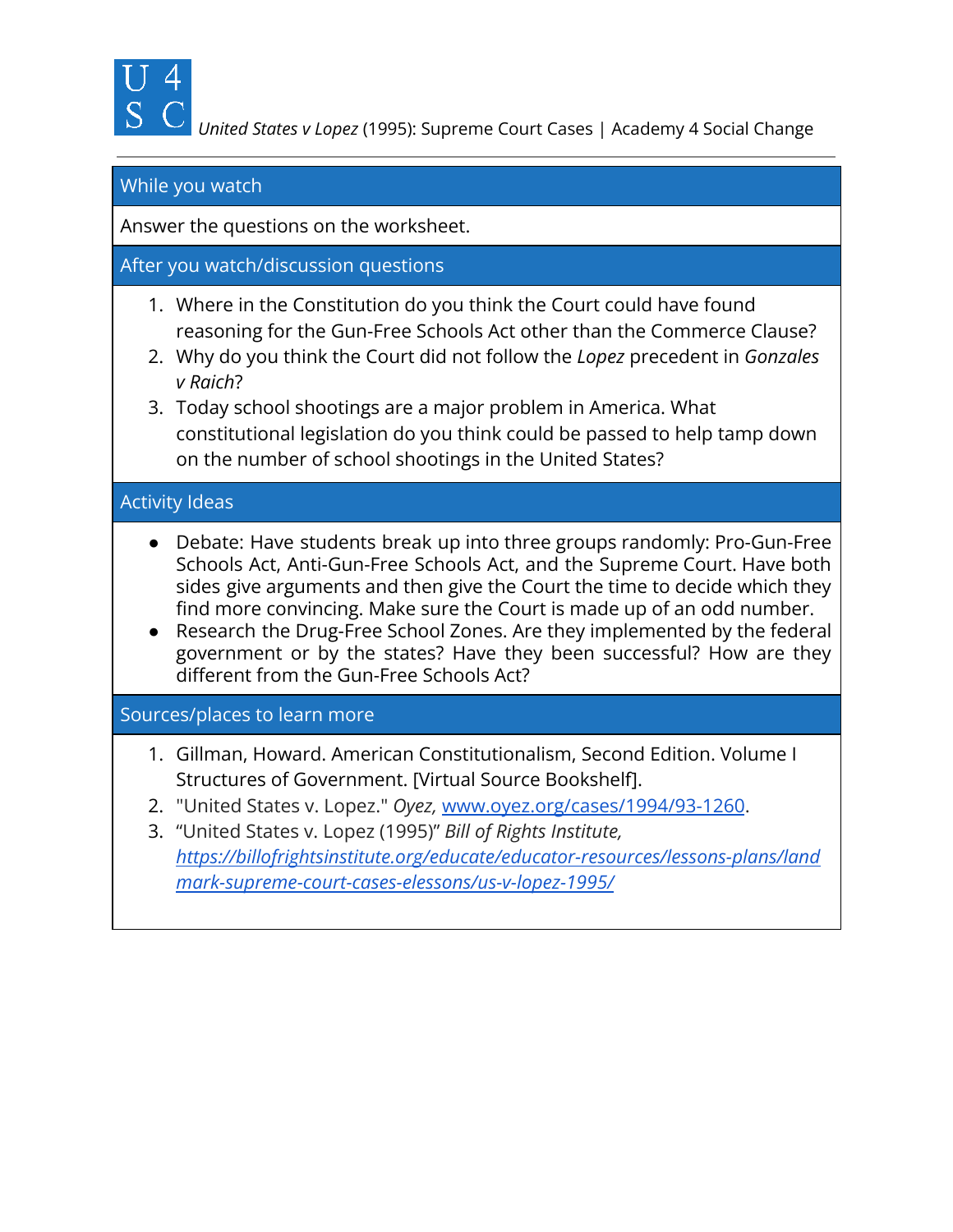## While you watch

Answer the questions on the worksheet.

## After you watch/discussion questions

1. Where in the Constitution do you think the Court could have found reasoning for the Gun-Free Schools Act other than the Commerce Clause?
2. Why do you think the Court did not follow the *Lopez* precedent in *Gonzales v Raich*?
3. Today school shootings are a major problem in America. What constitutional legislation do you think could be passed to help tamp down on the number of school shootings in the United States?

## Activity Ideas

- Debate: Have students break up into three groups randomly: Pro-Gun-Free Schools Act, Anti-Gun-Free Schools Act, and the Supreme Court. Have both sides give arguments and then give the Court the time to decide which they find more convincing. Make sure the Court is made up of an odd number.
- Research the Drug-Free School Zones. Are they implemented by the federal government or by the states? Have they been successful? How are they different from the Gun-Free Schools Act?

## Sources/places to learn more

1. Gillman, Howard. American Constitutionalism, Second Edition. Volume I Structures of Government. [Virtual Source Bookshelf].
2. "United States v. Lopez." *Oyez,* www.oyez.org/cases/1994/93-1260.
3. "United States v. Lopez (1995)" *Bill of Rights Institute,* *https://billofrightsinstitute.org/educate/educator-resources/lessons-plans/landmark-supreme-court-cases-elessons/us-v-lopez-1995/*